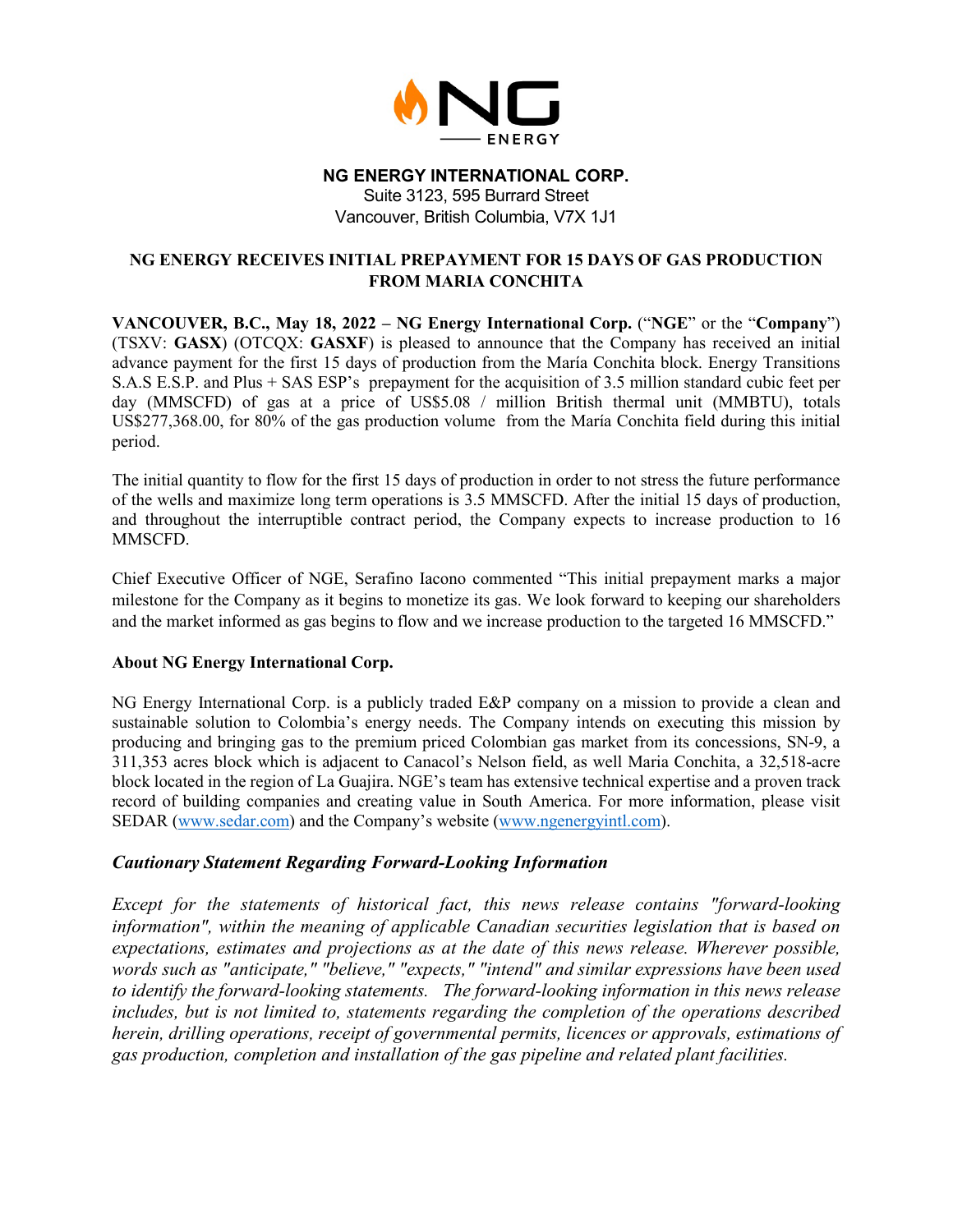# NG ENERGY INTERNATIONAL CORP.

Suite 3123, 595 Burrard Street
Vancouver, British Columbia, V7X 1J1

## NG ENERGY RECEIVES INITIAL PREPAYMENT FOR 15 DAYS OF GAS PRODUCTION FROM MARIA CONCHITA

**VANCOUVER, B.C., May 18, 2022 – NG Energy International Corp.** ("**NGE**" or the "**Company**") (TSXV: **GASX**) (OTCQX: **GASXF**) is pleased to announce that the Company has received an initial advance payment for the first 15 days of production from the María Conchita block. Energy Transitions S.A.S E.S.P. and Plus + SAS ESP's prepayment for the acquisition of 3.5 million standard cubic feet per day (MMSCFD) of gas at a price of US$5.08 / million British thermal unit (MMBTU), totals US$277,368.00, for 80% of the gas production volume from the María Conchita field during this initial period.

The initial quantity to flow for the first 15 days of production in order to not stress the future performance of the wells and maximize long term operations is 3.5 MMSCFD. After the initial 15 days of production, and throughout the interruptible contract period, the Company expects to increase production to 16 MMSCFD.

Chief Executive Officer of NGE, Serafino Iacono commented "This initial prepayment marks a major milestone for the Company as it begins to monetize its gas. We look forward to keeping our shareholders and the market informed as gas begins to flow and we increase production to the targeted 16 MMSCFD."

**About NG Energy International Corp.**

NG Energy International Corp. is a publicly traded E&P company on a mission to provide a clean and sustainable solution to Colombia's energy needs. The Company intends on executing this mission by producing and bringing gas to the premium priced Colombian gas market from its concessions, SN-9, a 311,353 acres block which is adjacent to Canacol's Nelson field, as well Maria Conchita, a 32,518-acre block located in the region of La Guajira. NGE's team has extensive technical expertise and a proven track record of building companies and creating value in South America. For more information, please visit SEDAR (www.sedar.com) and the Company's website (www.ngenergyintl.com).

### *Cautionary Statement Regarding Forward-Looking Information*

*Except for the statements of historical fact, this news release contains "forward-looking information", within the meaning of applicable Canadian securities legislation that is based on expectations, estimates and projections as at the date of this news release. Wherever possible, words such as "anticipate," "believe," "expects," "intend" and similar expressions have been used to identify the forward-looking statements. The forward-looking information in this news release includes, but is not limited to, statements regarding the completion of the operations described herein, drilling operations, receipt of governmental permits, licences or approvals, estimations of gas production, completion and installation of the gas pipeline and related plant facilities.*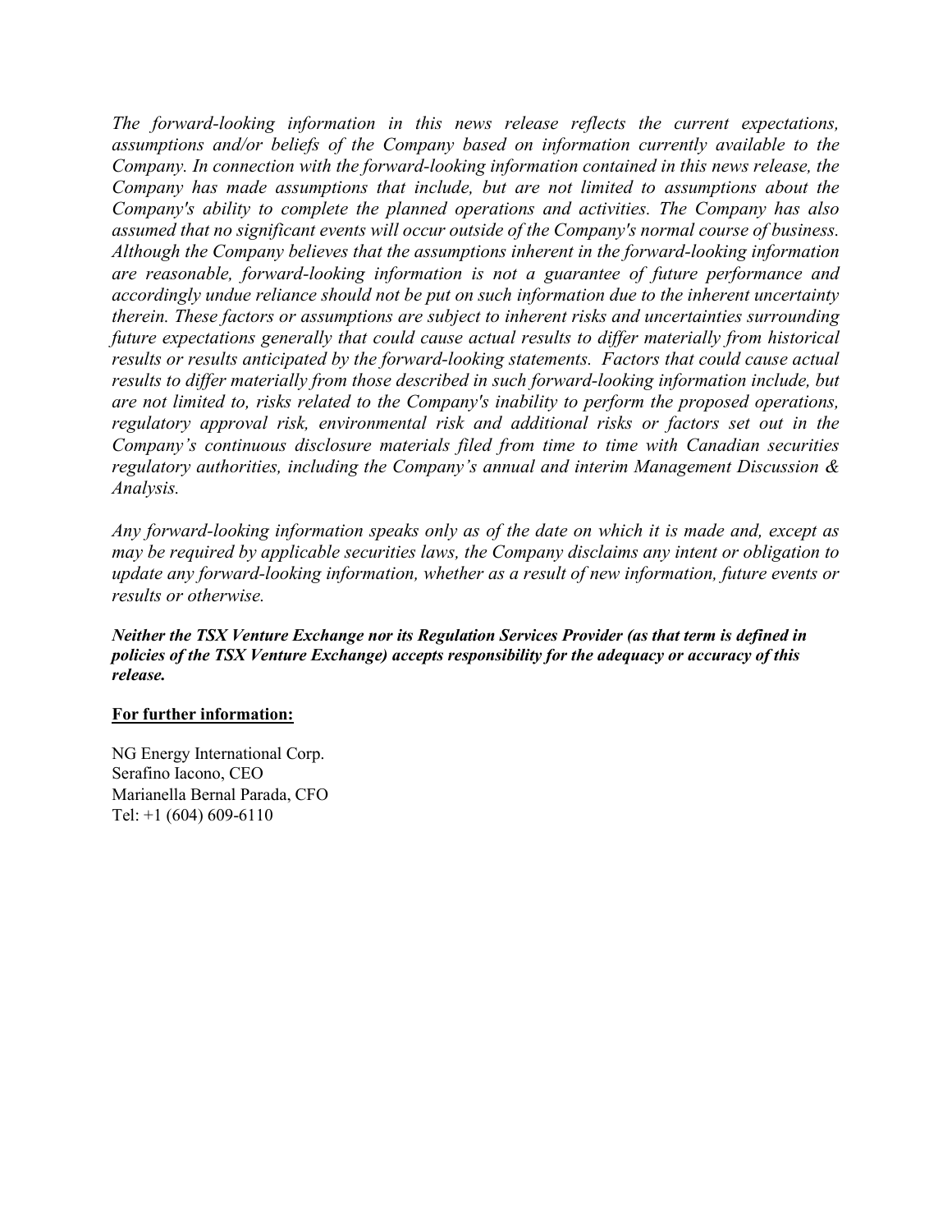*The forward-looking information in this news release reflects the current expectations, assumptions and/or beliefs of the Company based on information currently available to the Company. In connection with the forward-looking information contained in this news release, the Company has made assumptions that include, but are not limited to assumptions about the Company's ability to complete the planned operations and activities. The Company has also assumed that no significant events will occur outside of the Company's normal course of business. Although the Company believes that the assumptions inherent in the forward-looking information are reasonable, forward-looking information is not a guarantee of future performance and accordingly undue reliance should not be put on such information due to the inherent uncertainty therein. These factors or assumptions are subject to inherent risks and uncertainties surrounding future expectations generally that could cause actual results to differ materially from historical results or results anticipated by the forward-looking statements. Factors that could cause actual results to differ materially from those described in such forward-looking information include, but are not limited to, risks related to the Company's inability to perform the proposed operations, regulatory approval risk, environmental risk and additional risks or factors set out in the Company's continuous disclosure materials filed from time to time with Canadian securities regulatory authorities, including the Company's annual and interim Management Discussion & Analysis.*

*Any forward-looking information speaks only as of the date on which it is made and, except as may be required by applicable securities laws, the Company disclaims any intent or obligation to update any forward-looking information, whether as a result of new information, future events or results or otherwise.*

***Neither the TSX Venture Exchange nor its Regulation Services Provider (as that term is defined in policies of the TSX Venture Exchange) accepts responsibility for the adequacy or accuracy of this release.***

**For further information:**

NG Energy International Corp.
Serafino Iacono, CEO
Marianella Bernal Parada, CFO
Tel: +1 (604) 609-6110